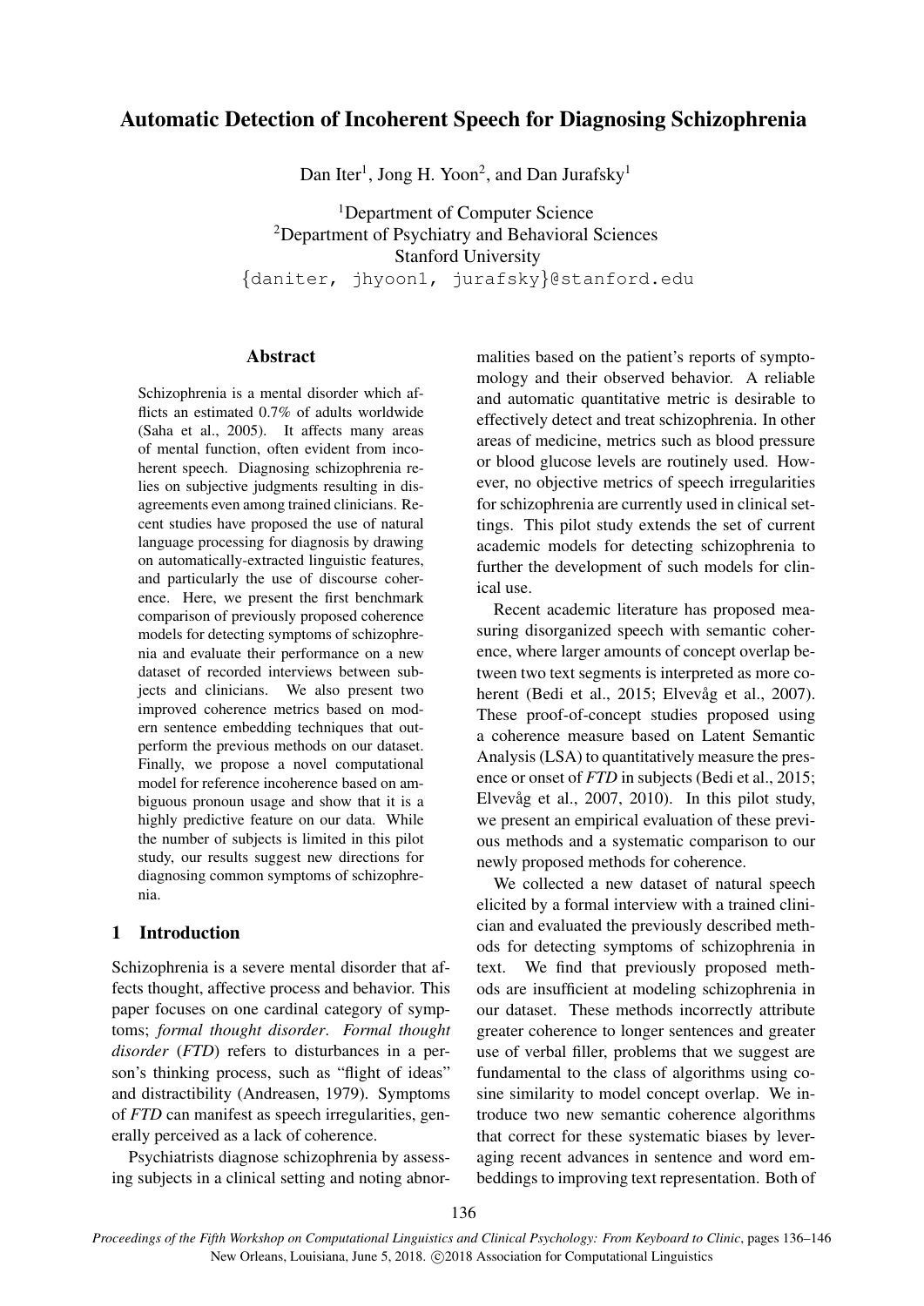# Automatic Detection of Incoherent Speech for Diagnosing Schizophrenia

Dan Iter[1], Jong H. Yoon[2], and Dan Jurafsky[1]

[1]Department of Computer Science
[2]Department of Psychiatry and Behavioral Sciences
Stanford University
{daniter, jhyoon1, jurafsky}@stanford.edu

## Abstract

Schizophrenia is a mental disorder which afflicts an estimated 0.7% of adults worldwide (Saha et al., 2005). It affects many areas of mental function, often evident from incoherent speech. Diagnosing schizophrenia relies on subjective judgments resulting in disagreements even among trained clinicians. Recent studies have proposed the use of natural language processing for diagnosis by drawing on automatically-extracted linguistic features, and particularly the use of discourse coherence. Here, we present the first benchmark comparison of previously proposed coherence models for detecting symptoms of schizophrenia and evaluate their performance on a new dataset of recorded interviews between subjects and clinicians. We also present two improved coherence metrics based on modern sentence embedding techniques that outperform the previous methods on our dataset. Finally, we propose a novel computational model for reference incoherence based on ambiguous pronoun usage and show that it is a highly predictive feature on our data. While the number of subjects is limited in this pilot study, our results suggest new directions for diagnosing common symptoms of schizophrenia.

## 1 Introduction

Schizophrenia is a severe mental disorder that affects thought, affective process and behavior. This paper focuses on one cardinal category of symptoms; *formal thought disorder*. *Formal thought disorder* (*FTD*) refers to disturbances in a person's thinking process, such as "flight of ideas" and distractibility (Andreasen, 1979). Symptoms of *FTD* can manifest as speech irregularities, generally perceived as a lack of coherence.

Psychiatrists diagnose schizophrenia by assessing subjects in a clinical setting and noting abnormalities based on the patient's reports of symptomology and their observed behavior. A reliable and automatic quantitative metric is desirable to effectively detect and treat schizophrenia. In other areas of medicine, metrics such as blood pressure or blood glucose levels are routinely used. However, no objective metrics of speech irregularities for schizophrenia are currently used in clinical settings. This pilot study extends the set of current academic models for detecting schizophrenia to further the development of such models for clinical use.

Recent academic literature has proposed measuring disorganized speech with semantic coherence, where larger amounts of concept overlap between two text segments is interpreted as more coherent (Bedi et al., 2015; Elvevåg et al., 2007). These proof-of-concept studies proposed using a coherence measure based on Latent Semantic Analysis (LSA) to quantitatively measure the presence or onset of *FTD* in subjects (Bedi et al., 2015; Elvevåg et al., 2007, 2010). In this pilot study, we present an empirical evaluation of these previous methods and a systematic comparison to our newly proposed methods for coherence.

We collected a new dataset of natural speech elicited by a formal interview with a trained clinician and evaluated the previously described methods for detecting symptoms of schizophrenia in text. We find that previously proposed methods are insufficient at modeling schizophrenia in our dataset. These methods incorrectly attribute greater coherence to longer sentences and greater use of verbal filler, problems that we suggest are fundamental to the class of algorithms using cosine similarity to model concept overlap. We introduce two new semantic coherence algorithms that correct for these systematic biases by leveraging recent advances in sentence and word embeddings to improving text representation. Both of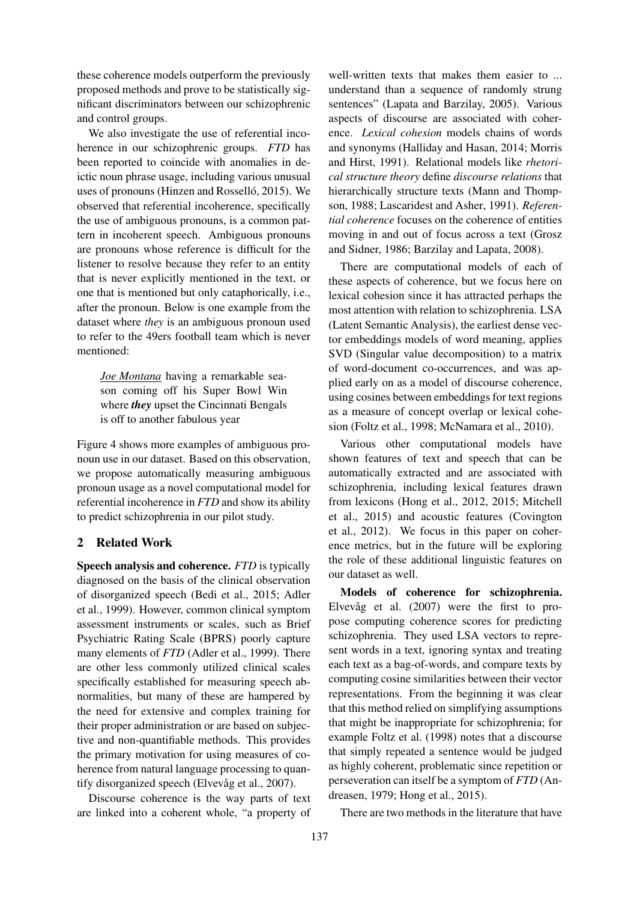these coherence models outperform the previously proposed methods and prove to be statistically significant discriminators between our schizophrenic and control groups.

We also investigate the use of referential incoherence in our schizophrenic groups. *FTD* has been reported to coincide with anomalies in deictic noun phrase usage, including various unusual uses of pronouns (Hinzen and Rosselló, 2015). We observed that referential incoherence, specifically the use of ambiguous pronouns, is a common pattern in incoherent speech. Ambiguous pronouns are pronouns whose reference is difficult for the listener to resolve because they refer to an entity that is never explicitly mentioned in the text, or one that is mentioned but only cataphorically, i.e., after the pronoun. Below is one example from the dataset where *they* is an ambiguous pronoun used to refer to the 49ers football team which is never mentioned:

> *Joe Montana* having a remarkable season coming off his Super Bowl Win where ***they*** upset the Cincinnati Bengals is off to another fabulous year

Figure 4 shows more examples of ambiguous pronoun use in our dataset. Based on this observation, we propose automatically measuring ambiguous pronoun usage as a novel computational model for referential incoherence in *FTD* and show its ability to predict schizophrenia in our pilot study.

## 2 Related Work

**Speech analysis and coherence.** *FTD* is typically diagnosed on the basis of the clinical observation of disorganized speech (Bedi et al., 2015; Adler et al., 1999). However, common clinical symptom assessment instruments or scales, such as Brief Psychiatric Rating Scale (BPRS) poorly capture many elements of *FTD* (Adler et al., 1999). There are other less commonly utilized clinical scales specifically established for measuring speech abnormalities, but many of these are hampered by the need for extensive and complex training for their proper administration or are based on subjective and non-quantifiable methods. This provides the primary motivation for using measures of coherence from natural language processing to quantify disorganized speech (Elvevåg et al., 2007).

Discourse coherence is the way parts of text are linked into a coherent whole, "a property of well-written texts that makes them easier to ... understand than a sequence of randomly strung sentences" (Lapata and Barzilay, 2005). Various aspects of discourse are associated with coherence. *Lexical cohesion* models chains of words and synonyms (Halliday and Hasan, 2014; Morris and Hirst, 1991). Relational models like *rhetorical structure theory* define *discourse relations* that hierarchically structure texts (Mann and Thompson, 1988; Lascaridest and Asher, 1991). *Referential coherence* focuses on the coherence of entities moving in and out of focus across a text (Grosz and Sidner, 1986; Barzilay and Lapata, 2008).

There are computational models of each of these aspects of coherence, but we focus here on lexical cohesion since it has attracted perhaps the most attention with relation to schizophrenia. LSA (Latent Semantic Analysis), the earliest dense vector embeddings models of word meaning, applies SVD (Singular value decomposition) to a matrix of word-document co-occurrences, and was applied early on as a model of discourse coherence, using cosines between embeddings for text regions as a measure of concept overlap or lexical cohesion (Foltz et al., 1998; McNamara et al., 2010).

Various other computational models have shown features of text and speech that can be automatically extracted and are associated with schizophrenia, including lexical features drawn from lexicons (Hong et al., 2012, 2015; Mitchell et al., 2015) and acoustic features (Covington et al., 2012). We focus in this paper on coherence metrics, but in the future will be exploring the role of these additional linguistic features on our dataset as well.

**Models of coherence for schizophrenia.** Elvevåg et al. (2007) were the first to propose computing coherence scores for predicting schizophrenia. They used LSA vectors to represent words in a text, ignoring syntax and treating each text as a bag-of-words, and compare texts by computing cosine similarities between their vector representations. From the beginning it was clear that this method relied on simplifying assumptions that might be inappropriate for schizophrenia; for example Foltz et al. (1998) notes that a discourse that simply repeated a sentence would be judged as highly coherent, problematic since repetition or perseveration can itself be a symptom of *FTD* (Andreasen, 1979; Hong et al., 2015).

There are two methods in the literature that have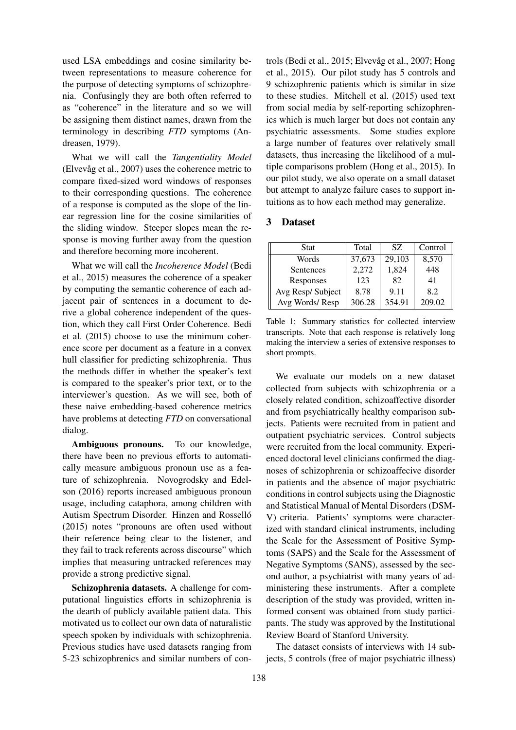used LSA embeddings and cosine similarity between representations to measure coherence for the purpose of detecting symptoms of schizophrenia. Confusingly they are both often referred to as "coherence" in the literature and so we will be assigning them distinct names, drawn from the terminology in describing *FTD* symptoms (Andreasen, 1979).

What we will call the *Tangentiality Model* (Elvevåg et al., 2007) uses the coherence metric to compare fixed-sized word windows of responses to their corresponding questions. The coherence of a response is computed as the slope of the linear regression line for the cosine similarities of the sliding window. Steeper slopes mean the response is moving further away from the question and therefore becoming more incoherent.

What we will call the *Incoherence Model* (Bedi et al., 2015) measures the coherence of a speaker by computing the semantic coherence of each adjacent pair of sentences in a document to derive a global coherence independent of the question, which they call First Order Coherence. Bedi et al. (2015) choose to use the minimum coherence score per document as a feature in a convex hull classifier for predicting schizophrenia. Thus the methods differ in whether the speaker's text is compared to the speaker's prior text, or to the interviewer's question. As we will see, both of these naive embedding-based coherence metrics have problems at detecting *FTD* on conversational dialog.

**Ambiguous pronouns.** To our knowledge, there have been no previous efforts to automatically measure ambiguous pronoun use as a feature of schizophrenia. Novogrodsky and Edelson (2016) reports increased ambiguous pronoun usage, including cataphora, among children with Autism Spectrum Disorder. Hinzen and Rosselló (2015) notes "pronouns are often used without their reference being clear to the listener, and they fail to track referents across discourse" which implies that measuring untracked references may provide a strong predictive signal.

**Schizophrenia datasets.** A challenge for computational linguistics efforts in schizophrenia is the dearth of publicly available patient data. This motivated us to collect our own data of naturalistic speech spoken by individuals with schizophrenia. Previous studies have used datasets ranging from 5-23 schizophrenics and similar numbers of controls (Bedi et al., 2015; Elvevåg et al., 2007; Hong et al., 2015). Our pilot study has 5 controls and 9 schizophrenic patients which is similar in size to these studies. Mitchell et al. (2015) used text from social media by self-reporting schizophrenics which is much larger but does not contain any psychiatric assessments. Some studies explore a large number of features over relatively small datasets, thus increasing the likelihood of a multiple comparisons problem (Hong et al., 2015). In our pilot study, we also operate on a small dataset but attempt to analyze failure cases to support intuitions as to how each method may generalize.

## 3 Dataset

| Stat | Total | SZ | Control |
|---|---|---|---|
| Words | 37,673 | 29,103 | 8,570 |
| Sentences | 2,272 | 1,824 | 448 |
| Responses | 123 | 82 | 41 |
| Avg Resp/ Subject | 8.78 | 9.11 | 8.2 |
| Avg Words/ Resp | 306.28 | 354.91 | 209.02 |

Table 1: Summary statistics for collected interview transcripts. Note that each response is relatively long making the interview a series of extensive responses to short prompts.

We evaluate our models on a new dataset collected from subjects with schizophrenia or a closely related condition, schizoaffective disorder and from psychiatrically healthy comparison subjects. Patients were recruited from in patient and outpatient psychiatric services. Control subjects were recruited from the local community. Experienced doctoral level clinicians confirmed the diagnoses of schizophrenia or schizoaffecive disorder in patients and the absence of major psychiatric conditions in control subjects using the Diagnostic and Statistical Manual of Mental Disorders (DSM-V) criteria. Patients' symptoms were characterized with standard clinical instruments, including the Scale for the Assessment of Positive Symptoms (SAPS) and the Scale for the Assessment of Negative Symptoms (SANS), assessed by the second author, a psychiatrist with many years of administering these instruments. After a complete description of the study was provided, written informed consent was obtained from study participants. The study was approved by the Institutional Review Board of Stanford University.

The dataset consists of interviews with 14 subjects, 5 controls (free of major psychiatric illness)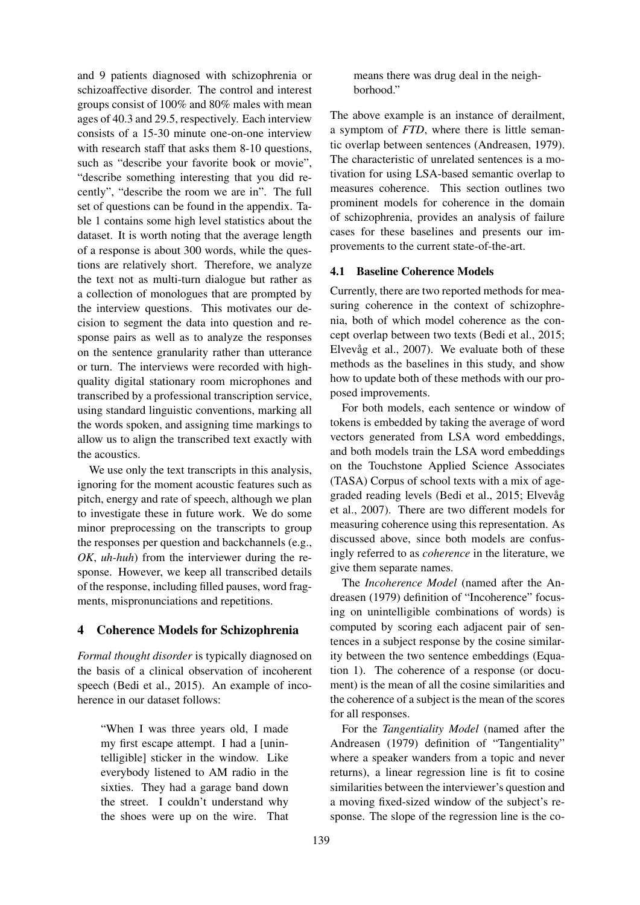and 9 patients diagnosed with schizophrenia or schizoaffective disorder. The control and interest groups consist of 100% and 80% males with mean ages of 40.3 and 29.5, respectively. Each interview consists of a 15-30 minute one-on-one interview with research staff that asks them 8-10 questions, such as "describe your favorite book or movie", "describe something interesting that you did recently", "describe the room we are in". The full set of questions can be found in the appendix. Table 1 contains some high level statistics about the dataset. It is worth noting that the average length of a response is about 300 words, while the questions are relatively short. Therefore, we analyze the text not as multi-turn dialogue but rather as a collection of monologues that are prompted by the interview questions. This motivates our decision to segment the data into question and response pairs as well as to analyze the responses on the sentence granularity rather than utterance or turn. The interviews were recorded with high-quality digital stationary room microphones and transcribed by a professional transcription service, using standard linguistic conventions, marking all the words spoken, and assigning time markings to allow us to align the transcribed text exactly with the acoustics.

We use only the text transcripts in this analysis, ignoring for the moment acoustic features such as pitch, energy and rate of speech, although we plan to investigate these in future work. We do some minor preprocessing on the transcripts to group the responses per question and backchannels (e.g., *OK*, *uh-huh*) from the interviewer during the response. However, we keep all transcribed details of the response, including filled pauses, word fragments, mispronunciations and repetitions.

## 4 Coherence Models for Schizophrenia

*Formal thought disorder* is typically diagnosed on the basis of a clinical observation of incoherent speech (Bedi et al., 2015). An example of incoherence in our dataset follows:

> "When I was three years old, I made my first escape attempt. I had a [unintelligible] sticker in the window. Like everybody listened to AM radio in the sixties. They had a garage band down the street. I couldn't understand why the shoes were up on the wire. That means there was drug deal in the neighborhood."

The above example is an instance of derailment, a symptom of *FTD*, where there is little semantic overlap between sentences (Andreasen, 1979). The characteristic of unrelated sentences is a motivation for using LSA-based semantic overlap to measures coherence. This section outlines two prominent models for coherence in the domain of schizophrenia, provides an analysis of failure cases for these baselines and presents our improvements to the current state-of-the-art.

### 4.1 Baseline Coherence Models

Currently, there are two reported methods for measuring coherence in the context of schizophrenia, both of which model coherence as the concept overlap between two texts (Bedi et al., 2015; Elvevåg et al., 2007). We evaluate both of these methods as the baselines in this study, and show how to update both of these methods with our proposed improvements.

For both models, each sentence or window of tokens is embedded by taking the average of word vectors generated from LSA word embeddings, and both models train the LSA word embeddings on the Touchstone Applied Science Associates (TASA) Corpus of school texts with a mix of age-graded reading levels (Bedi et al., 2015; Elvevåg et al., 2007). There are two different models for measuring coherence using this representation. As discussed above, since both models are confusingly referred to as *coherence* in the literature, we give them separate names.

The *Incoherence Model* (named after the Andreasen (1979) definition of "Incoherence" focusing on unintelligible combinations of words) is computed by scoring each adjacent pair of sentences in a subject response by the cosine similarity between the two sentence embeddings (Equation 1). The coherence of a response (or document) is the mean of all the cosine similarities and the coherence of a subject is the mean of the scores for all responses.

For the *Tangentiality Model* (named after the Andreasen (1979) definition of "Tangentiality" where a speaker wanders from a topic and never returns), a linear regression line is fit to cosine similarities between the interviewer's question and a moving fixed-sized window of the subject's response. The slope of the regression line is the co-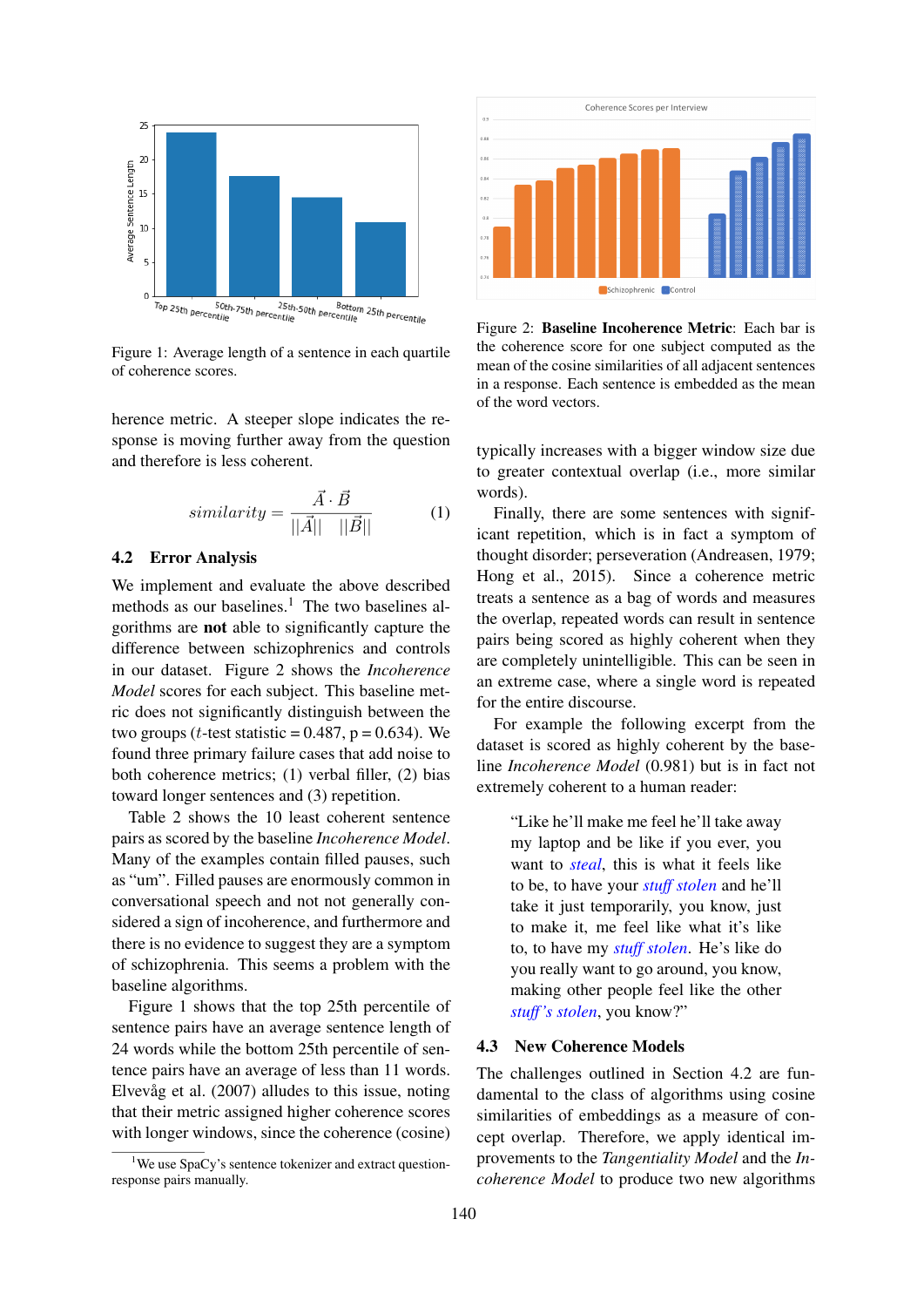Figure 1: Average length of a sentence in each quartile of coherence scores.

herence metric. A steeper slope indicates the response is moving further away from the question and therefore is less coherent.

$$similarity = \frac{\vec{A} \cdot \vec{B}}{||\vec{A}|| \quad ||\vec{B}||} \tag{1}$$

### 4.2 Error Analysis

We implement and evaluate the above described methods as our baselines.[1] The two baselines algorithms are **not** able to significantly capture the difference between schizophrenics and controls in our dataset. Figure 2 shows the *Incoherence Model* scores for each subject. This baseline metric does not significantly distinguish between the two groups ($t$-test statistic = 0.487, p = 0.634). We found three primary failure cases that add noise to both coherence metrics; (1) verbal filler, (2) bias toward longer sentences and (3) repetition.

Table 2 shows the 10 least coherent sentence pairs as scored by the baseline *Incoherence Model*. Many of the examples contain filled pauses, such as "um". Filled pauses are enormously common in conversational speech and not not generally considered a sign of incoherence, and furthermore and there is no evidence to suggest they are a symptom of schizophrenia. This seems a problem with the baseline algorithms.

Figure 1 shows that the top 25th percentile of sentence pairs have an average sentence length of 24 words while the bottom 25th percentile of sentence pairs have an average of less than 11 words. Elvevåg et al. (2007) alludes to this issue, noting that their metric assigned higher coherence scores with longer windows, since the coherence (cosine) typically increases with a bigger window size due to greater contextual overlap (i.e., more similar words).

[1]We use SpaCy's sentence tokenizer and extract question-response pairs manually.

Figure 2: **Baseline Incoherence Metric**: Each bar is the coherence score for one subject computed as the mean of the cosine similarities of all adjacent sentences in a response. Each sentence is embedded as the mean of the word vectors.

Finally, there are some sentences with significant repetition, which is in fact a symptom of thought disorder; perseveration (Andreasen, 1979; Hong et al., 2015). Since a coherence metric treats a sentence as a bag of words and measures the overlap, repeated words can result in sentence pairs being scored as highly coherent when they are completely unintelligible. This can be seen in an extreme case, where a single word is repeated for the entire discourse.

For example the following excerpt from the dataset is scored as highly coherent by the baseline *Incoherence Model* (0.981) but is in fact not extremely coherent to a human reader:

> "Like he'll make me feel he'll take away my laptop and be like if you ever, you want to *steal*, this is what it feels like to be, to have your *stuff stolen* and he'll take it just temporarily, you know, just to make it, me feel like what it's like to, to have my *stuff stolen*. He's like do you really want to go around, you know, making other people feel like the other *stuff's stolen*, you know?"

### 4.3 New Coherence Models

The challenges outlined in Section 4.2 are fundamental to the class of algorithms using cosine similarities of embeddings as a measure of concept overlap. Therefore, we apply identical improvements to the *Tangentiality Model* and the *Incoherence Model* to produce two new algorithms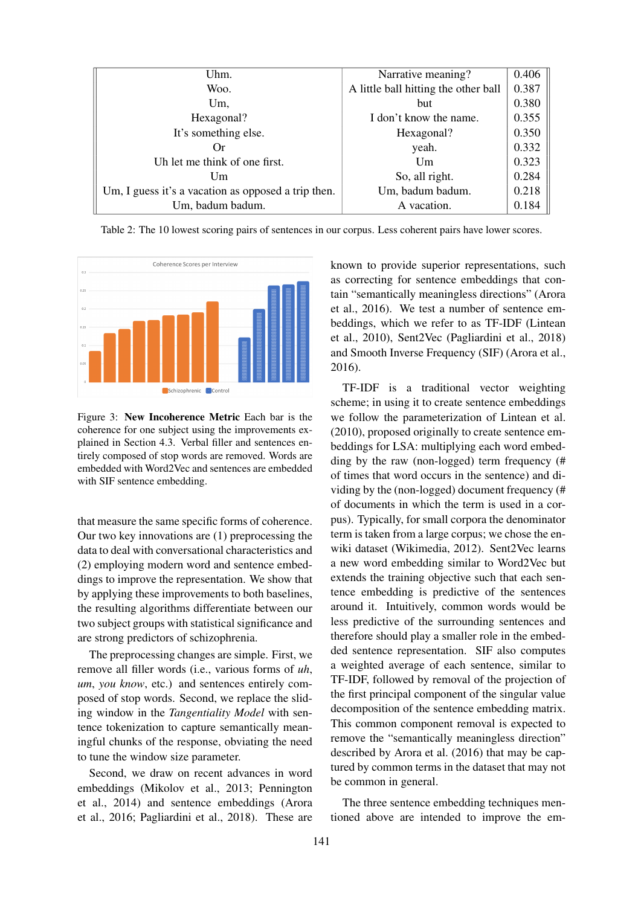| | | |
|---|---|---|
| Uhm. | Narrative meaning? | 0.406 |
| Woo. | A little ball hitting the other ball | 0.387 |
| Um, | but | 0.380 |
| Hexagonal? | I don't know the name. | 0.355 |
| It's something else. | Hexagonal? | 0.350 |
| Or | yeah. | 0.332 |
| Uh let me think of one first. | Um | 0.323 |
| Um | So, all right. | 0.284 |
| Um, I guess it's a vacation as opposed a trip then. | Um, badum badum. | 0.218 |
| Um, badum badum. | A vacation. | 0.184 |

Table 2: The 10 lowest scoring pairs of sentences in our corpus. Less coherent pairs have lower scores.

Figure 3: **New Incoherence Metric** Each bar is the coherence for one subject using the improvements explained in Section 4.3. Verbal filler and sentences entirely composed of stop words are removed. Words are embedded with Word2Vec and sentences are embedded with SIF sentence embedding.

that measure the same specific forms of coherence. Our two key innovations are (1) preprocessing the data to deal with conversational characteristics and (2) employing modern word and sentence embeddings to improve the representation. We show that by applying these improvements to both baselines, the resulting algorithms differentiate between our two subject groups with statistical significance and are strong predictors of schizophrenia.

The preprocessing changes are simple. First, we remove all filler words (i.e., various forms of *uh*, *um*, *you know*, etc.) and sentences entirely composed of stop words. Second, we replace the sliding window in the *Tangentiality Model* with sentence tokenization to capture semantically meaningful chunks of the response, obviating the need to tune the window size parameter.

Second, we draw on recent advances in word embeddings (Mikolov et al., 2013; Pennington et al., 2014) and sentence embeddings (Arora et al., 2016; Pagliardini et al., 2018). These are known to provide superior representations, such as correcting for sentence embeddings that contain "semantically meaningless directions" (Arora et al., 2016). We test a number of sentence embeddings, which we refer to as TF-IDF (Lintean et al., 2010), Sent2Vec (Pagliardini et al., 2018) and Smooth Inverse Frequency (SIF) (Arora et al., 2016).

TF-IDF is a traditional vector weighting scheme; in using it to create sentence embeddings we follow the parameterization of Lintean et al. (2010), proposed originally to create sentence embeddings for LSA: multiplying each word embedding by the raw (non-logged) term frequency (# of times that word occurs in the sentence) and dividing by the (non-logged) document frequency (# of documents in which the term is used in a corpus). Typically, for small corpora the denominator term is taken from a large corpus; we chose the en-wiki dataset (Wikimedia, 2012). Sent2Vec learns a new word embedding similar to Word2Vec but extends the training objective such that each sentence embedding is predictive of the sentences around it. Intuitively, common words would be less predictive of the surrounding sentences and therefore should play a smaller role in the embedded sentence representation. SIF also computes a weighted average of each sentence, similar to TF-IDF, followed by removal of the projection of the first principal component of the singular value decomposition of the sentence embedding matrix. This common component removal is expected to remove the "semantically meaningless direction" described by Arora et al. (2016) that may be captured by common terms in the dataset that may not be common in general.

The three sentence embedding techniques mentioned above are intended to improve the em-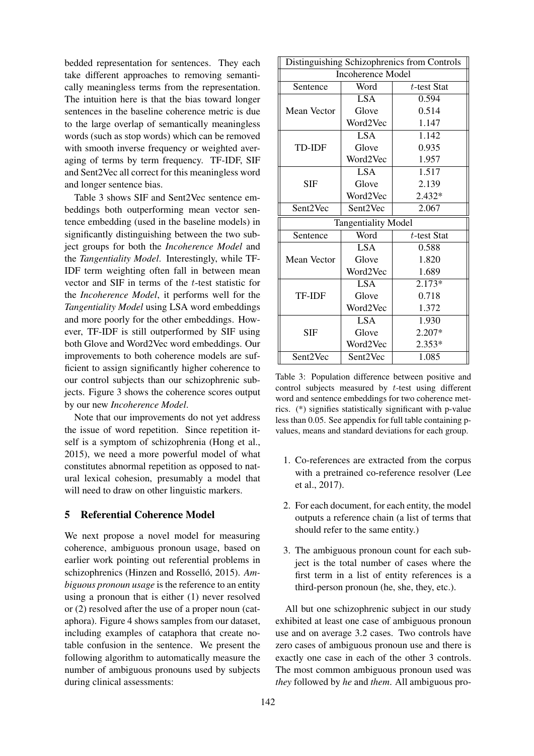bedded representation for sentences. They each take different approaches to removing semantically meaningless terms from the representation. The intuition here is that the bias toward longer sentences in the baseline coherence metric is due to the large overlap of semantically meaningless words (such as stop words) which can be removed with smooth inverse frequency or weighted averaging of terms by term frequency. TF-IDF, SIF and Sent2Vec all correct for this meaningless word and longer sentence bias.

Table 3 shows SIF and Sent2Vec sentence embeddings both outperforming mean vector sentence embedding (used in the baseline models) in significantly distinguishing between the two subject groups for both the *Incoherence Model* and the *Tangentiality Model*. Interestingly, while TF-IDF term weighting often fall in between mean vector and SIF in terms of the $t$-test statistic for the *Incoherence Model*, it performs well for the *Tangentiality Model* using LSA word embeddings and more poorly for the other embeddings. However, TF-IDF is still outperformed by SIF using both Glove and Word2Vec word embeddings. Our improvements to both coherence models are sufficient to assign significantly higher coherence to our control subjects than our schizophrenic subjects. Figure 3 shows the coherence scores output by our new *Incoherence Model*.

Note that our improvements do not yet address the issue of word repetition. Since repetition itself is a symptom of schizophrenia (Hong et al., 2015), we need a more powerful model of what constitutes abnormal repetition as opposed to natural lexical cohesion, presumably a model that will need to draw on other linguistic markers.

| Distinguishing Schizophrenics from Controls | | |
|---|---|---|
| **Incoherence Model** | | |
| Sentence | Word | $t$-test Stat |
| Mean Vector | LSA | 0.594 |
| | Glove | 0.514 |
| | Word2Vec | 1.147 |
| TD-IDF | LSA | 1.142 |
| | Glove | 0.935 |
| | Word2Vec | 1.957 |
| SIF | LSA | 1.517 |
| | Glove | 2.139 |
| | Word2Vec | 2.432* |
| Sent2Vec | Sent2Vec | 2.067 |
| **Tangentiality Model** | | |
| Sentence | Word | $t$-test Stat |
| Mean Vector | LSA | 0.588 |
| | Glove | 1.820 |
| | Word2Vec | 1.689 |
| TF-IDF | LSA | 2.173* |
| | Glove | 0.718 |
| | Word2Vec | 1.372 |
| SIF | LSA | 1.930 |
| | Glove | 2.207* |
| | Word2Vec | 2.353* |
| Sent2Vec | Sent2Vec | 1.085 |

Table 3: Population difference between positive and control subjects measured by $t$-test using different word and sentence embeddings for two coherence metrics. (*) signifies statistically significant with p-value less than 0.05. See appendix for full table containing p-values, means and standard deviations for each group.

## 5 Referential Coherence Model

We next propose a novel model for measuring coherence, ambiguous pronoun usage, based on earlier work pointing out referential problems in schizophrenics (Hinzen and Rosselló, 2015). *Ambiguous pronoun usage* is the reference to an entity using a pronoun that is either (1) never resolved or (2) resolved after the use of a proper noun (cataphora). Figure 4 shows samples from our dataset, including examples of cataphora that create notable confusion in the sentence. We present the following algorithm to automatically measure the number of ambiguous pronouns used by subjects during clinical assessments:

1. Co-references are extracted from the corpus with a pretrained co-reference resolver (Lee et al., 2017).
2. For each document, for each entity, the model outputs a reference chain (a list of terms that should refer to the same entity.)
3. The ambiguous pronoun count for each subject is the total number of cases where the first term in a list of entity references is a third-person pronoun (he, she, they, etc.).

All but one schizophrenic subject in our study exhibited at least one case of ambiguous pronoun use and on average 3.2 cases. Two controls have zero cases of ambiguous pronoun use and there is exactly one case in each of the other 3 controls. The most common ambiguous pronoun used was *they* followed by *he* and *them*. All ambiguous pro-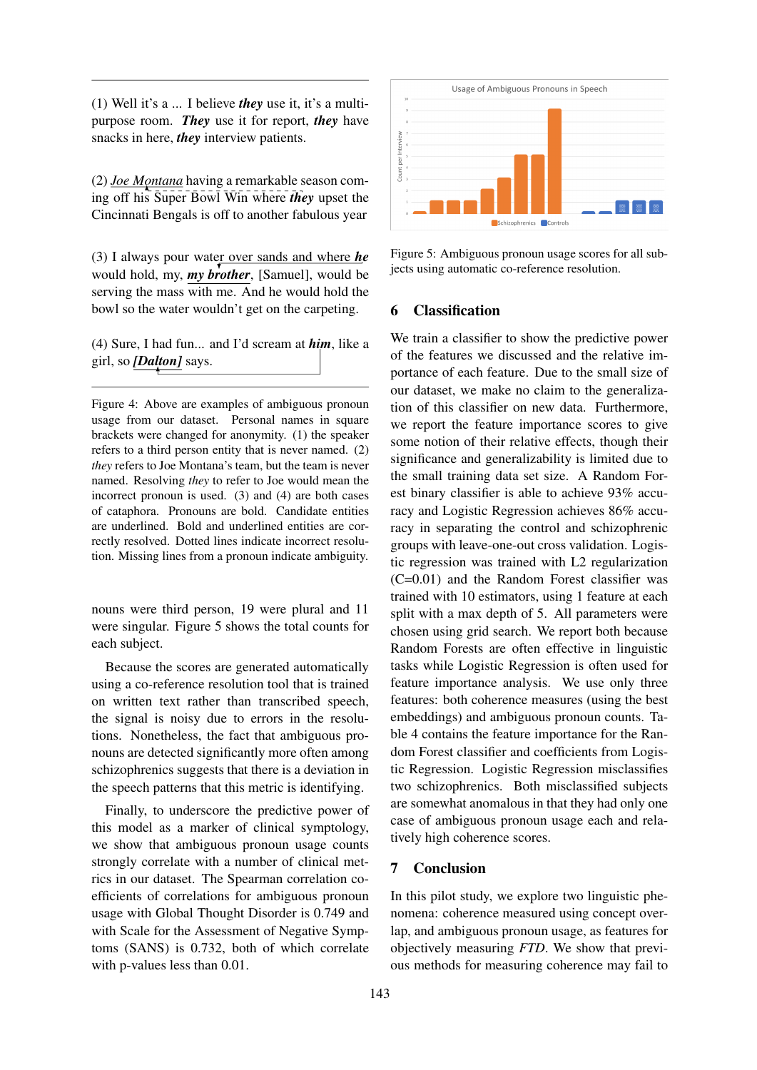(1) Well it's a ... I believe ***they*** use it, it's a multi-purpose room. ***They*** use it for report, ***they*** have snacks in here, ***they*** interview patients.

(2) Joe Montana having a remarkable season coming off his Super Bowl Win where ***they*** upset the Cincinnati Bengals is off to another fabulous year

(3) I always pour water over sands and where ***he*** would hold, my, ***my brother***, [Samuel], would be serving the mass with me. And he would hold the bowl so the water wouldn't get on the carpeting.

(4) Sure, I had fun... and I'd scream at ***him***, like a girl, so ***[Dalton]*** says.

Figure 4: Above are examples of ambiguous pronoun usage from our dataset. Personal names in square brackets were changed for anonymity. (1) the speaker refers to a third person entity that is never named. (2) *they* refers to Joe Montana's team, but the team is never named. Resolving *they* to refer to Joe would mean the incorrect pronoun is used. (3) and (4) are both cases of cataphora. Pronouns are bold. Candidate entities are underlined. Bold and underlined entities are correctly resolved. Dotted lines indicate incorrect resolution. Missing lines from a pronoun indicate ambiguity.

nouns were third person, 19 were plural and 11 were singular. Figure 5 shows the total counts for each subject.

Because the scores are generated automatically using a co-reference resolution tool that is trained on written text rather than transcribed speech, the signal is noisy due to errors in the resolutions. Nonetheless, the fact that ambiguous pronouns are detected significantly more often among schizophrenics suggests that there is a deviation in the speech patterns that this metric is identifying.

Finally, to underscore the predictive power of this model as a marker of clinical symptology, we show that ambiguous pronoun usage counts strongly correlate with a number of clinical metrics in our dataset. The Spearman correlation coefficients of correlations for ambiguous pronoun usage with Global Thought Disorder is 0.749 and with Scale for the Assessment of Negative Symptoms (SANS) is 0.732, both of which correlate with p-values less than 0.01.

Figure 5: Ambiguous pronoun usage scores for all subjects using automatic co-reference resolution.

## 6 Classification

We train a classifier to show the predictive power of the features we discussed and the relative importance of each feature. Due to the small size of our dataset, we make no claim to the generalization of this classifier on new data. Furthermore, we report the feature importance scores to give some notion of their relative effects, though their significance and generalizability is limited due to the small training data set size. A Random Forest binary classifier is able to achieve 93% accuracy and Logistic Regression achieves 86% accuracy in separating the control and schizophrenic groups with leave-one-out cross validation. Logistic regression was trained with L2 regularization (C=0.01) and the Random Forest classifier was trained with 10 estimators, using 1 feature at each split with a max depth of 5. All parameters were chosen using grid search. We report both because Random Forests are often effective in linguistic tasks while Logistic Regression is often used for feature importance analysis. We use only three features: both coherence measures (using the best embeddings) and ambiguous pronoun counts. Table 4 contains the feature importance for the Random Forest classifier and coefficients from Logistic Regression. Logistic Regression misclassifies two schizophrenics. Both misclassified subjects are somewhat anomalous in that they had only one case of ambiguous pronoun usage each and relatively high coherence scores.

## 7 Conclusion

In this pilot study, we explore two linguistic phenomena: coherence measured using concept overlap, and ambiguous pronoun usage, as features for objectively measuring *FTD*. We show that previous methods for measuring coherence may fail to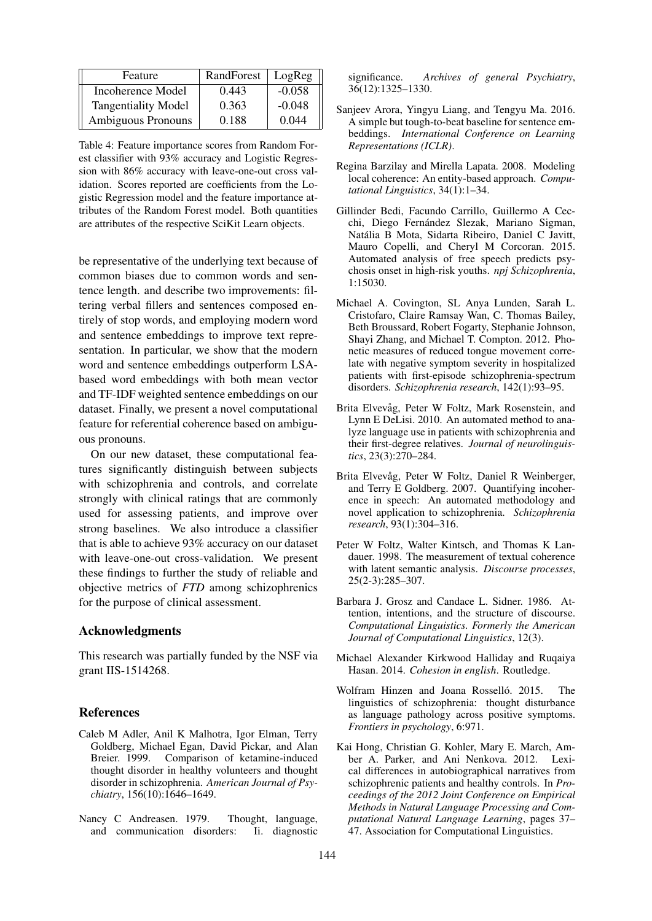| Feature | RandForest | LogReg |
|---|---|---|
| Incoherence Model | 0.443 | -0.058 |
| Tangentiality Model | 0.363 | -0.048 |
| Ambiguous Pronouns | 0.188 | 0.044 |

Table 4: Feature importance scores from Random Forest classifier with 93% accuracy and Logistic Regression with 86% accuracy with leave-one-out cross validation. Scores reported are coefficients from the Logistic Regression model and the feature importance attributes of the Random Forest model. Both quantities are attributes of the respective SciKit Learn objects.

be representative of the underlying text because of common biases due to common words and sentence length. and describe two improvements: filtering verbal fillers and sentences composed entirely of stop words, and employing modern word and sentence embeddings to improve text representation. In particular, we show that the modern word and sentence embeddings outperform LSA-based word embeddings with both mean vector and TF-IDF weighted sentence embeddings on our dataset. Finally, we present a novel computational feature for referential coherence based on ambiguous pronouns.

On our new dataset, these computational features significantly distinguish between subjects with schizophrenia and controls, and correlate strongly with clinical ratings that are commonly used for assessing patients, and improve over strong baselines. We also introduce a classifier that is able to achieve 93% accuracy on our dataset with leave-one-out cross-validation. We present these findings to further the study of reliable and objective metrics of *FTD* among schizophrenics for the purpose of clinical assessment.

## Acknowledgments

This research was partially funded by the NSF via grant IIS-1514268.

## References

Caleb M Adler, Anil K Malhotra, Igor Elman, Terry Goldberg, Michael Egan, David Pickar, and Alan Breier. 1999. Comparison of ketamine-induced thought disorder in healthy volunteers and thought disorder in schizophrenia. *American Journal of Psychiatry*, 156(10):1646–1649.

Nancy C Andreasen. 1979. Thought, language, and communication disorders: Ii. diagnostic significance. *Archives of general Psychiatry*, 36(12):1325–1330.

Sanjeev Arora, Yingyu Liang, and Tengyu Ma. 2016. A simple but tough-to-beat baseline for sentence embeddings. *International Conference on Learning Representations (ICLR)*.

Regina Barzilay and Mirella Lapata. 2008. Modeling local coherence: An entity-based approach. *Computational Linguistics*, 34(1):1–34.

Gillinder Bedi, Facundo Carrillo, Guillermo A Cecchi, Diego Fernández Slezak, Mariano Sigman, Natália B Mota, Sidarta Ribeiro, Daniel C Javitt, Mauro Copelli, and Cheryl M Corcoran. 2015. Automated analysis of free speech predicts psychosis onset in high-risk youths. *npj Schizophrenia*, 1:15030.

Michael A. Covington, SL Anya Lunden, Sarah L. Cristofaro, Claire Ramsay Wan, C. Thomas Bailey, Beth Broussard, Robert Fogarty, Stephanie Johnson, Shayi Zhang, and Michael T. Compton. 2012. Phonetic measures of reduced tongue movement correlate with negative symptom severity in hospitalized patients with first-episode schizophrenia-spectrum disorders. *Schizophrenia research*, 142(1):93–95.

Brita Elvevåg, Peter W Foltz, Mark Rosenstein, and Lynn E DeLisi. 2010. An automated method to analyze language use in patients with schizophrenia and their first-degree relatives. *Journal of neurolinguistics*, 23(3):270–284.

Brita Elvevåg, Peter W Foltz, Daniel R Weinberger, and Terry E Goldberg. 2007. Quantifying incoherence in speech: An automated methodology and novel application to schizophrenia. *Schizophrenia research*, 93(1):304–316.

Peter W Foltz, Walter Kintsch, and Thomas K Landauer. 1998. The measurement of textual coherence with latent semantic analysis. *Discourse processes*, 25(2-3):285–307.

Barbara J. Grosz and Candace L. Sidner. 1986. Attention, intentions, and the structure of discourse. *Computational Linguistics. Formerly the American Journal of Computational Linguistics*, 12(3).

Michael Alexander Kirkwood Halliday and Ruqaiya Hasan. 2014. *Cohesion in english*. Routledge.

Wolfram Hinzen and Joana Rosselló. 2015. The linguistics of schizophrenia: thought disturbance as language pathology across positive symptoms. *Frontiers in psychology*, 6:971.

Kai Hong, Christian G. Kohler, Mary E. March, Amber A. Parker, and Ani Nenkova. 2012. Lexical differences in autobiographical narratives from schizophrenic patients and healthy controls. In *Proceedings of the 2012 Joint Conference on Empirical Methods in Natural Language Processing and Computational Natural Language Learning*, pages 37–47. Association for Computational Linguistics.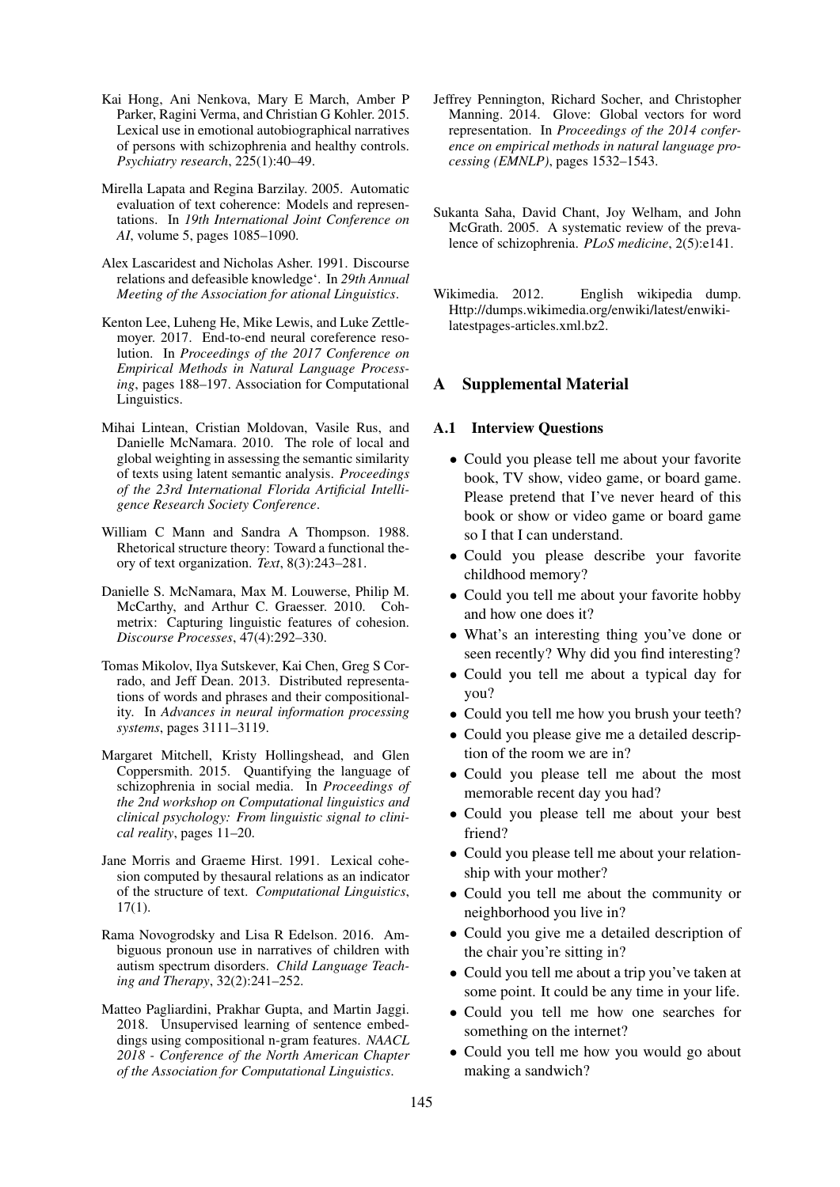Kai Hong, Ani Nenkova, Mary E March, Amber P Parker, Ragini Verma, and Christian G Kohler. 2015. Lexical use in emotional autobiographical narratives of persons with schizophrenia and healthy controls. *Psychiatry research*, 225(1):40–49.

Mirella Lapata and Regina Barzilay. 2005. Automatic evaluation of text coherence: Models and representations. In *19th International Joint Conference on AI*, volume 5, pages 1085–1090.

Alex Lascaridest and Nicholas Asher. 1991. Discourse relations and defeasible knowledge'. In *29th Annual Meeting of the Association for ational Linguistics*.

Kenton Lee, Luheng He, Mike Lewis, and Luke Zettlemoyer. 2017. End-to-end neural coreference resolution. In *Proceedings of the 2017 Conference on Empirical Methods in Natural Language Processing*, pages 188–197. Association for Computational Linguistics.

Mihai Lintean, Cristian Moldovan, Vasile Rus, and Danielle McNamara. 2010. The role of local and global weighting in assessing the semantic similarity of texts using latent semantic analysis. *Proceedings of the 23rd International Florida Artificial Intelligence Research Society Conference*.

William C Mann and Sandra A Thompson. 1988. Rhetorical structure theory: Toward a functional theory of text organization. *Text*, 8(3):243–281.

Danielle S. McNamara, Max M. Louwerse, Philip M. McCarthy, and Arthur C. Graesser. 2010. Coh-metrix: Capturing linguistic features of cohesion. *Discourse Processes*, 47(4):292–330.

Tomas Mikolov, Ilya Sutskever, Kai Chen, Greg S Corrado, and Jeff Dean. 2013. Distributed representations of words and phrases and their compositionality. In *Advances in neural information processing systems*, pages 3111–3119.

Margaret Mitchell, Kristy Hollingshead, and Glen Coppersmith. 2015. Quantifying the language of schizophrenia in social media. In *Proceedings of the 2nd workshop on Computational linguistics and clinical psychology: From linguistic signal to clinical reality*, pages 11–20.

Jane Morris and Graeme Hirst. 1991. Lexical cohesion computed by thesaural relations as an indicator of the structure of text. *Computational Linguistics*, 17(1).

Rama Novogrodsky and Lisa R Edelson. 2016. Ambiguous pronoun use in narratives of children with autism spectrum disorders. *Child Language Teaching and Therapy*, 32(2):241–252.

Matteo Pagliardini, Prakhar Gupta, and Martin Jaggi. 2018. Unsupervised learning of sentence embeddings using compositional n-gram features. *NAACL 2018 - Conference of the North American Chapter of the Association for Computational Linguistics*.

Jeffrey Pennington, Richard Socher, and Christopher Manning. 2014. Glove: Global vectors for word representation. In *Proceedings of the 2014 conference on empirical methods in natural language processing (EMNLP)*, pages 1532–1543.

Sukanta Saha, David Chant, Joy Welham, and John McGrath. 2005. A systematic review of the prevalence of schizophrenia. *PLoS medicine*, 2(5):e141.

Wikimedia. 2012. English wikipedia dump. Http://dumps.wikimedia.org/enwiki/latest/enwiki-latestpages-articles.xml.bz2.

## A Supplemental Material

### A.1 Interview Questions

- Could you please tell me about your favorite book, TV show, video game, or board game. Please pretend that I've never heard of this book or show or video game or board game so I that I can understand.
- Could you please describe your favorite childhood memory?
- Could you tell me about your favorite hobby and how one does it?
- What's an interesting thing you've done or seen recently? Why did you find interesting?
- Could you tell me about a typical day for you?
- Could you tell me how you brush your teeth?
- Could you please give me a detailed description of the room we are in?
- Could you please tell me about the most memorable recent day you had?
- Could you please tell me about your best friend?
- Could you please tell me about your relationship with your mother?
- Could you tell me about the community or neighborhood you live in?
- Could you give me a detailed description of the chair you're sitting in?
- Could you tell me about a trip you've taken at some point. It could be any time in your life.
- Could you tell me how one searches for something on the internet?
- Could you tell me how you would go about making a sandwich?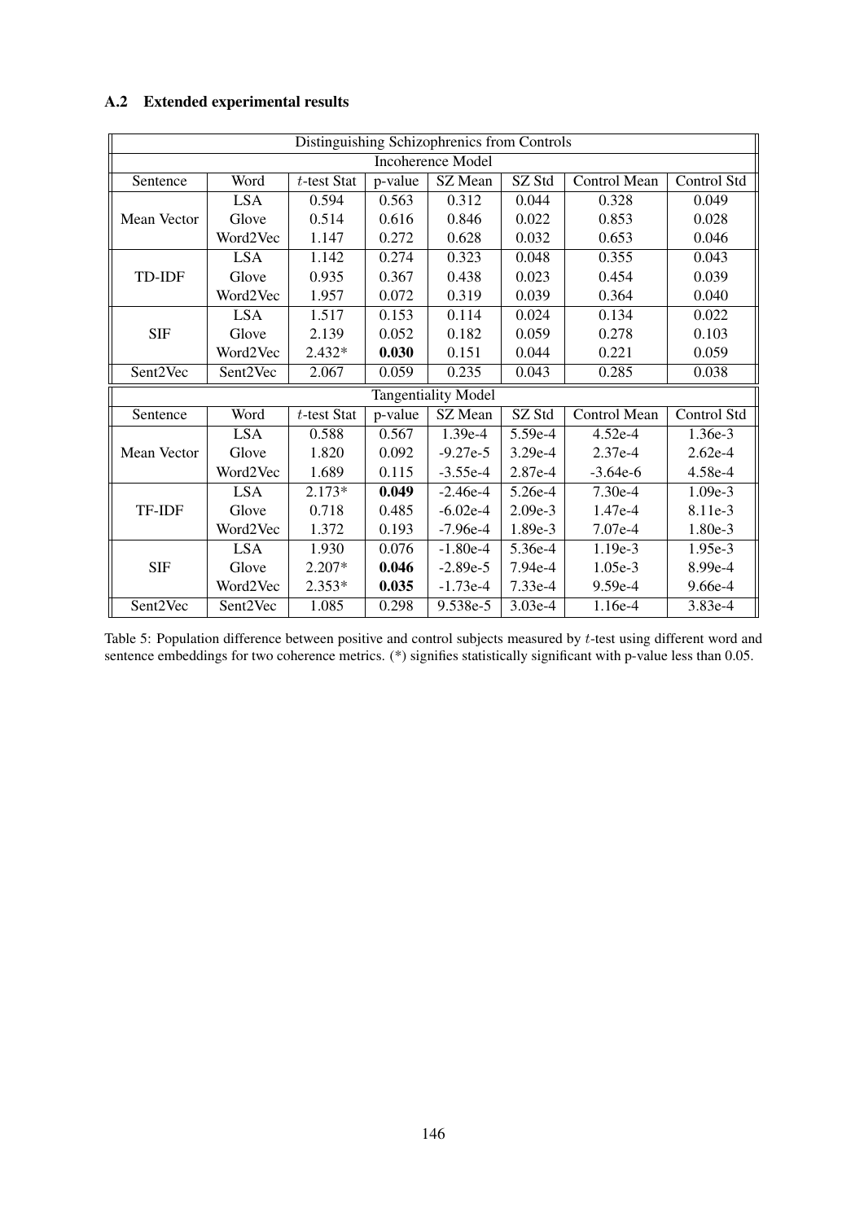### A.2 Extended experimental results

| Distinguishing Schizophrenics from Controls | | | | | | | |
|---|---|---|---|---|---|---|---|
| Incoherence Model | | | | | | | |
| Sentence | Word | $t$-test Stat | p-value | SZ Mean | SZ Std | Control Mean | Control Std |
| Mean Vector | LSA | 0.594 | 0.563 | 0.312 | 0.044 | 0.328 | 0.049 |
| | Glove | 0.514 | 0.616 | 0.846 | 0.022 | 0.853 | 0.028 |
| | Word2Vec | 1.147 | 0.272 | 0.628 | 0.032 | 0.653 | 0.046 |
| TD-IDF | LSA | 1.142 | 0.274 | 0.323 | 0.048 | 0.355 | 0.043 |
| | Glove | 0.935 | 0.367 | 0.438 | 0.023 | 0.454 | 0.039 |
| | Word2Vec | 1.957 | 0.072 | 0.319 | 0.039 | 0.364 | 0.040 |
| SIF | LSA | 1.517 | 0.153 | 0.114 | 0.024 | 0.134 | 0.022 |
| | Glove | 2.139 | 0.052 | 0.182 | 0.059 | 0.278 | 0.103 |
| | Word2Vec | 2.432* | **0.030** | 0.151 | 0.044 | 0.221 | 0.059 |
| Sent2Vec | Sent2Vec | 2.067 | 0.059 | 0.235 | 0.043 | 0.285 | 0.038 |
| Tangentiality Model | | | | | | | |
| Sentence | Word | $t$-test Stat | p-value | SZ Mean | SZ Std | Control Mean | Control Std |
| Mean Vector | LSA | 0.588 | 0.567 | 1.39e-4 | 5.59e-4 | 4.52e-4 | 1.36e-3 |
| | Glove | 1.820 | 0.092 | -9.27e-5 | 3.29e-4 | 2.37e-4 | 2.62e-4 |
| | Word2Vec | 1.689 | 0.115 | -3.55e-4 | 2.87e-4 | -3.64e-6 | 4.58e-4 |
| TF-IDF | LSA | 2.173* | **0.049** | -2.46e-4 | 5.26e-4 | 7.30e-4 | 1.09e-3 |
| | Glove | 0.718 | 0.485 | -6.02e-4 | 2.09e-3 | 1.47e-4 | 8.11e-3 |
| | Word2Vec | 1.372 | 0.193 | -7.96e-4 | 1.89e-3 | 7.07e-4 | 1.80e-3 |
| SIF | LSA | 1.930 | 0.076 | -1.80e-4 | 5.36e-4 | 1.19e-3 | 1.95e-3 |
| | Glove | 2.207* | **0.046** | -2.89e-5 | 7.94e-4 | 1.05e-3 | 8.99e-4 |
| | Word2Vec | 2.353* | **0.035** | -1.73e-4 | 7.33e-4 | 9.59e-4 | 9.66e-4 |
| Sent2Vec | Sent2Vec | 1.085 | 0.298 | 9.538e-5 | 3.03e-4 | 1.16e-4 | 3.83e-4 |

Table 5: Population difference between positive and control subjects measured by $t$-test using different word and sentence embeddings for two coherence metrics. (*) signifies statistically significant with p-value less than 0.05.